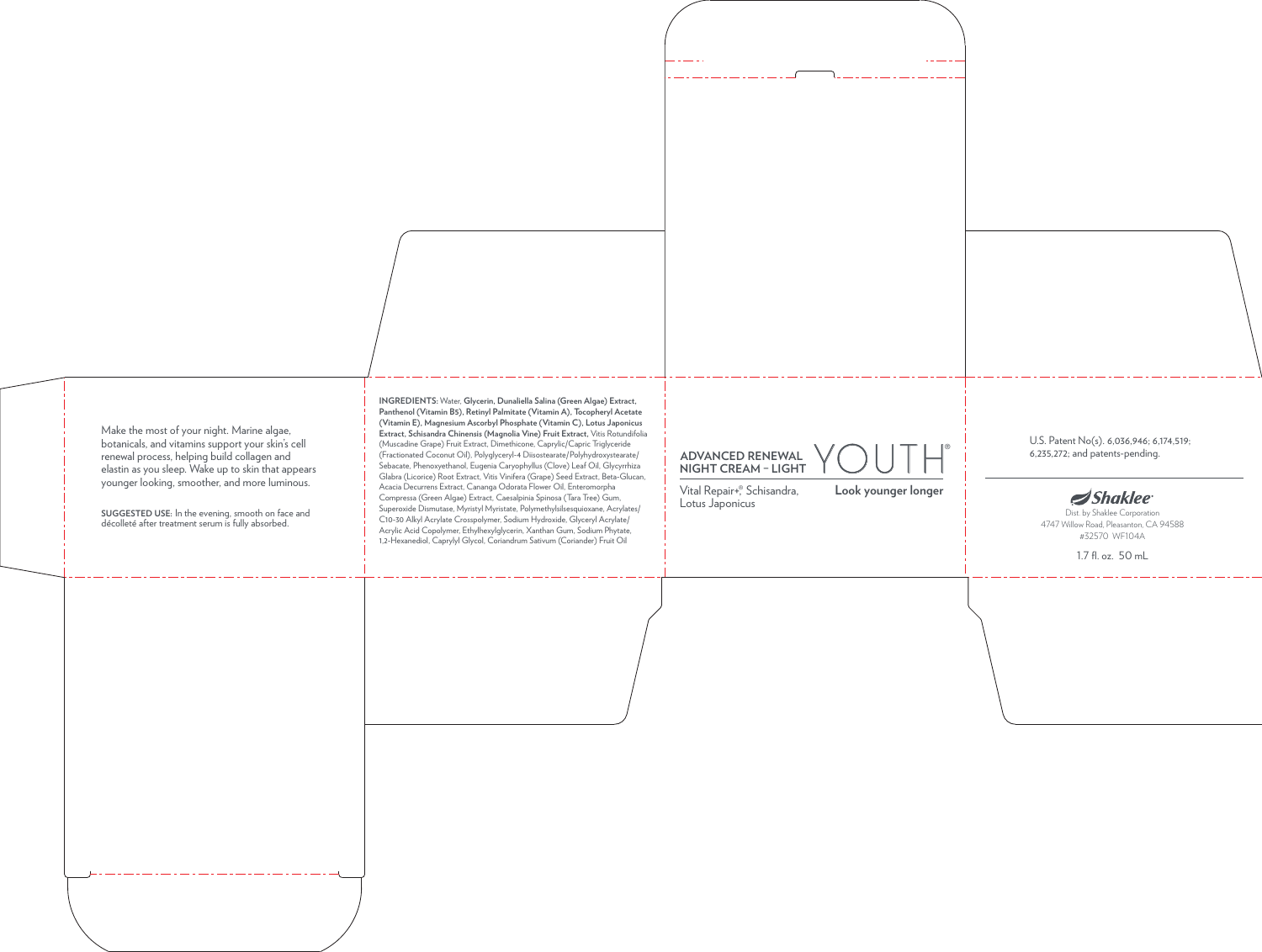Make the most of your night. Marine algae, botanicals, and vitamins support your skin's cell renewal process, helping build collagen and elastin as you sleep. Wake up to skin that appears younger looking, smoother, and more luminous.

**SUGGESTED USE:** In the evening, smooth on face and décolleté after treatment serum is fully absorbed.

**INGREDIENTS:** Water, **Glycerin, Dunaliella Salina (Green Algae) Extract, Panthenol (Vitamin B5), Retinyl Palmitate (Vitamin A), Tocopheryl Acetate (Vitamin E), Magnesium Ascorbyl Phosphate (Vitamin C), Lotus Japonicus Extract, Schisandra Chinensis (Magnolia Vine) Fruit Extract,** Vitis Rotundifolia (Muscadine Grape) Fruit Extract, Dimethicone, Caprylic/Capric Triglyceride (Fractionated Coconut Oil), Polyglyceryl-4 Diisostearate/Polyhydroxystearate/Sebacate, Phenoxyethanol, Eugenia Caryophyllus (Clove) Leaf Oil, Glycyrrhiza Glabra (Licorice) Root Extract, Vitis Vinifera (Grape) Seed Extract, Beta-Glucan, Acacia Decurrens Extract, Cananga Odorata Flower Oil, Enteromorpha Compressa (Green Algae) Extract, Caesalpinia Spinosa (Tara Tree) Gum, Superoxide Dismutase, Myristyl Myristate, Polymethylsilsesquioxane, Acrylates/C10-30 Alkyl Acrylate Crosspolymer, Sodium Hydroxide, Glyceryl Acrylate/Acrylic Acid Copolymer, Ethylhexylglycerin, Xanthan Gum, Sodium Phytate, 1,2-Hexanediol, Caprylyl Glycol, Coriandrum Sativum (Coriander) Fruit Oil

**ADVANCED RENEWAL NIGHT CREAM – LIGHT**

YOUTH®

Vital Repair+®, Schisandra, Lotus Japonicus

**Look younger longer**

U.S. Patent No(s). 6,036,946; 6,174,519; 6,235,272; and patents-pending.

Shaklee®

Dist. by Shaklee Corporation
4747 Willow Road, Pleasanton, CA 94588
#32570 WF104A

1.7 fl. oz. 50 mL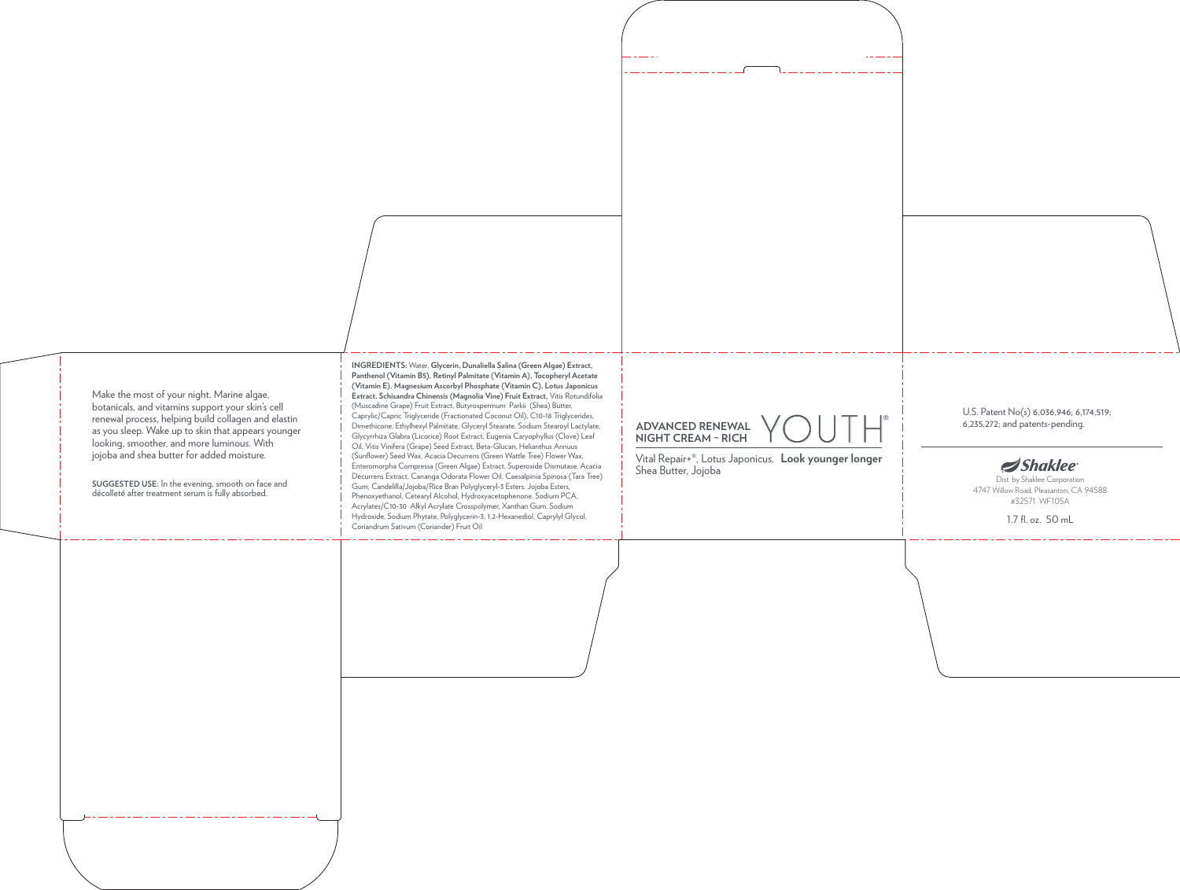Make the most of your night. Marine algae, botanicals, and vitamins support your skin's cell renewal process, helping build collagen and elastin as you sleep. Wake up to skin that appears younger looking, smoother, and more luminous. With jojoba and shea butter for added moisture.

**SUGGESTED USE:** In the evening, smooth on face and décolleté after treatment serum is fully absorbed.

**INGREDIENTS:** Water, **Glycerin, Dunaliella Salina (Green Algae) Extract, Panthenol (Vitamin B5), Retinyl Palmitate (Vitamin A), Tocopheryl Acetate (Vitamin E), Magnesium Ascorbyl Phosphate (Vitamin C), Lotus Japonicus Extract, Schisandra Chinensis (Magnolia Vine) Fruit Extract,** Vitis Rotundifolia (Muscadine Grape) Fruit Extract, Butyrospermum Parkii (Shea) Butter, Caprylic/Capric Triglyceride (Fractionated Coconut Oil), C10-18 Triglycerides, Dimethicone, Ethylhexyl Palmitate, Glyceryl Stearate, Sodium Stearoyl Lactylate, Glycyrrhiza Glabra (Licorice) Root Extract, Eugenia Caryophyllus (Clove) Leaf Oil, Vitis Vinifera (Grape) Seed Extract, Beta-Glucan, Helianthus Annuus (Sunflower) Seed Wax, Acacia Decurrens (Green Wattle Tree) Flower Wax, Enteromorpha Compressa (Green Algae) Extract, Superoxide Dismutase, Acacia Decurrens Extract, Cananga Odorata Flower Oil, Caesalpinia Spinosa (Tara Tree) Gum, Candelilla/Jojoba/Rice Bran Polyglyceryl-3 Esters, Jojoba Esters, Phenoxyethanol, Cetearyl Alcohol, Hydroxyacetophenone, Sodium PCA, Acrylates/C10-30 Alkyl Acrylate Crosspolymer, Xanthan Gum, Sodium Hydroxide, Sodium Phytate, Polyglycerin-3, 1,2-Hexanediol, Caprylyl Glycol, Coriandrum Sativum (Coriander) Fruit Oil

**ADVANCED RENEWAL NIGHT CREAM – RICH**

# YOUTH®

Vital Repair+®, Lotus Japonicus, Shea Butter, Jojoba

**Look younger longer**

U.S. Patent No(s) 6,036,946; 6,174,519; 6,235,272; and patents-pending.

Shaklee®

Dist. by Shaklee Corporation
4747 Willow Road, Pleasanton, CA 94588
#32571 WF105A

1.7 fl. oz. 50 mL